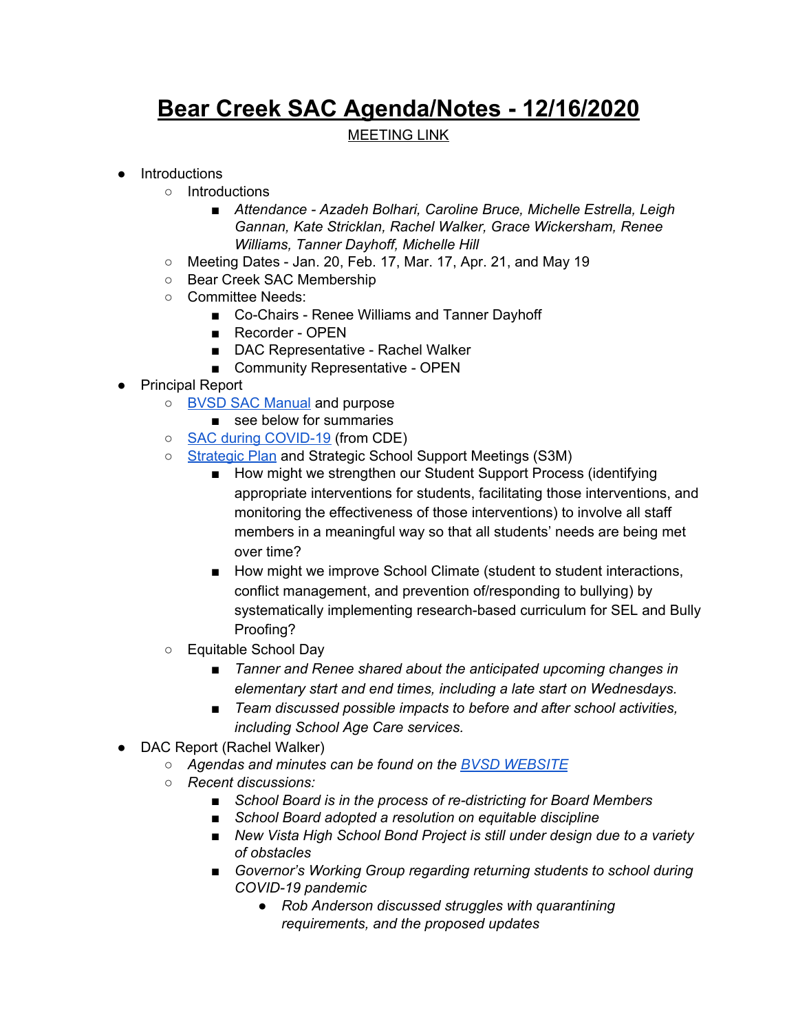# Bear Creek SAC Agenda/Notes - 12/16/2020

MEETING LINK

- Introductions
  - Introductions
    - *Attendance - Azadeh Bolhari, Caroline Bruce, Michelle Estrella, Leigh Gannan, Kate Stricklan, Rachel Walker, Grace Wickersham, Renee Williams, Tanner Dayhoff, Michelle Hill*
  - Meeting Dates - Jan. 20, Feb. 17, Mar. 17, Apr. 21, and May 19
  - Bear Creek SAC Membership
  - Committee Needs:
    - Co-Chairs - Renee Williams and Tanner Dayhoff
    - Recorder - OPEN
    - DAC Representative - Rachel Walker
    - Community Representative - OPEN
- Principal Report
  - BVSD SAC Manual and purpose
    - see below for summaries
  - SAC during COVID-19 (from CDE)
  - Strategic Plan and Strategic School Support Meetings (S3M)
    - How might we strengthen our Student Support Process (identifying appropriate interventions for students, facilitating those interventions, and monitoring the effectiveness of those interventions) to involve all staff members in a meaningful way so that all students' needs are being met over time?
    - How might we improve School Climate (student to student interactions, conflict management, and prevention of/responding to bullying) by systematically implementing research-based curriculum for SEL and Bully Proofing?
  - Equitable School Day
    - *Tanner and Renee shared about the anticipated upcoming changes in elementary start and end times, including a late start on Wednesdays.*
    - *Team discussed possible impacts to before and after school activities, including School Age Care services.*
- DAC Report (Rachel Walker)
  - *Agendas and minutes can be found on the BVSD WEBSITE*
  - *Recent discussions:*
    - *School Board is in the process of re-districting for Board Members*
    - *School Board adopted a resolution on equitable discipline*
    - *New Vista High School Bond Project is still under design due to a variety of obstacles*
    - *Governor's Working Group regarding returning students to school during COVID-19 pandemic*
      - *Rob Anderson discussed struggles with quarantining requirements, and the proposed updates*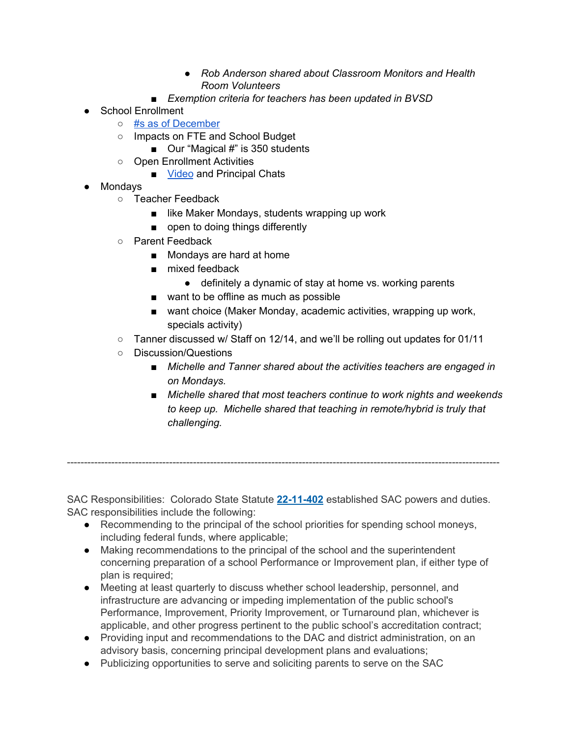- *Rob Anderson shared about Classroom Monitors and Health Room Volunteers*
        - *Exemption criteria for teachers has been updated in BVSD*
- School Enrollment
    - [#s as of December]()
    - Impacts on FTE and School Budget
        - Our "Magical #" is 350 students
    - Open Enrollment Activities
        - [Video]() and Principal Chats
- Mondays
    - Teacher Feedback
        - like Maker Mondays, students wrapping up work
        - open to doing things differently
    - Parent Feedback
        - Mondays are hard at home
        - mixed feedback
            - definitely a dynamic of stay at home vs. working parents
        - want to be offline as much as possible
        - want choice (Maker Monday, academic activities, wrapping up work, specials activity)
    - Tanner discussed w/ Staff on 12/14, and we'll be rolling out updates for 01/11
    - Discussion/Questions
        - *Michelle and Tanner shared about the activities teachers are engaged in on Mondays.*
        - *Michelle shared that most teachers continue to work nights and weekends to keep up. Michelle shared that teaching in remote/hybrid is truly that challenging.*

---

SAC Responsibilities: Colorado State Statute **[22-11-402]()** established SAC powers and duties. SAC responsibilities include the following:

- Recommending to the principal of the school priorities for spending school moneys, including federal funds, where applicable;
- Making recommendations to the principal of the school and the superintendent concerning preparation of a school Performance or Improvement plan, if either type of plan is required;
- Meeting at least quarterly to discuss whether school leadership, personnel, and infrastructure are advancing or impeding implementation of the public school's Performance, Improvement, Priority Improvement, or Turnaround plan, whichever is applicable, and other progress pertinent to the public school's accreditation contract;
- Providing input and recommendations to the DAC and district administration, on an advisory basis, concerning principal development plans and evaluations;
- Publicizing opportunities to serve and soliciting parents to serve on the SAC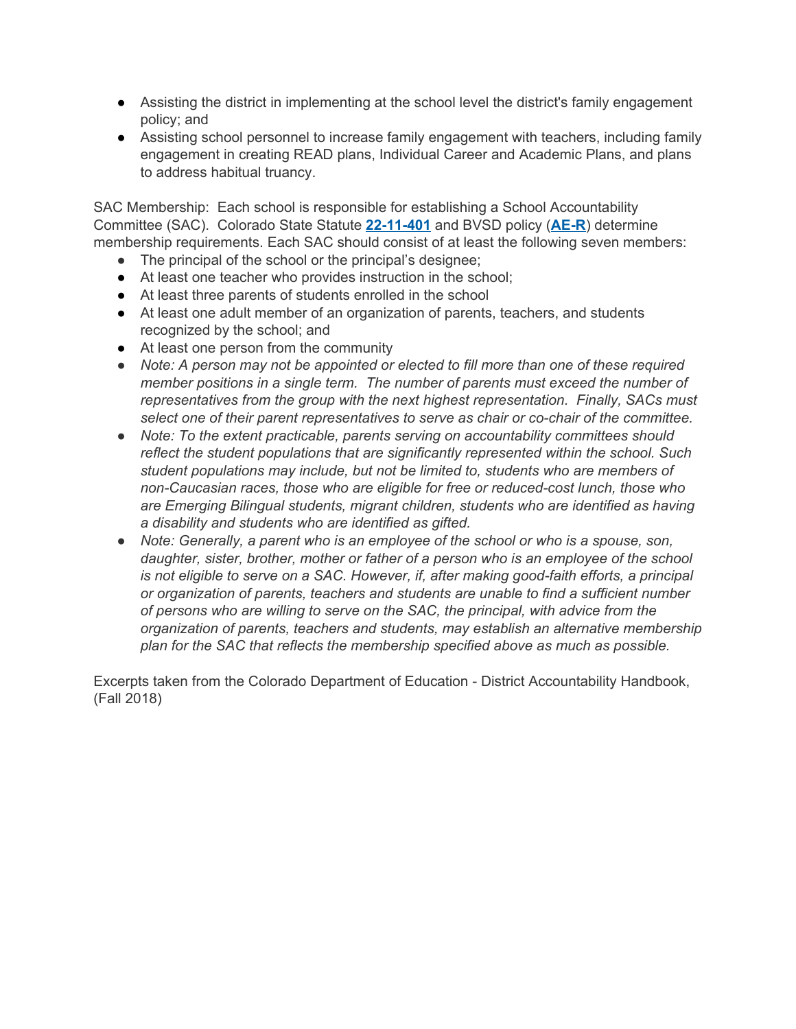- Assisting the district in implementing at the school level the district's family engagement policy; and
- Assisting school personnel to increase family engagement with teachers, including family engagement in creating READ plans, Individual Career and Academic Plans, and plans to address habitual truancy.

SAC Membership: Each school is responsible for establishing a School Accountability Committee (SAC). Colorado State Statute **22-11-401** and BVSD policy (**AE-R**) determine membership requirements. Each SAC should consist of at least the following seven members:

- The principal of the school or the principal's designee;
- At least one teacher who provides instruction in the school;
- At least three parents of students enrolled in the school
- At least one adult member of an organization of parents, teachers, and students recognized by the school; and
- At least one person from the community
- *Note: A person may not be appointed or elected to fill more than one of these required member positions in a single term. The number of parents must exceed the number of representatives from the group with the next highest representation. Finally, SACs must select one of their parent representatives to serve as chair or co-chair of the committee.*
- *Note: To the extent practicable, parents serving on accountability committees should reflect the student populations that are significantly represented within the school. Such student populations may include, but not be limited to, students who are members of non-Caucasian races, those who are eligible for free or reduced-cost lunch, those who are Emerging Bilingual students, migrant children, students who are identified as having a disability and students who are identified as gifted.*
- *Note: Generally, a parent who is an employee of the school or who is a spouse, son, daughter, sister, brother, mother or father of a person who is an employee of the school is not eligible to serve on a SAC. However, if, after making good-faith efforts, a principal or organization of parents, teachers and students are unable to find a sufficient number of persons who are willing to serve on the SAC, the principal, with advice from the organization of parents, teachers and students, may establish an alternative membership plan for the SAC that reflects the membership specified above as much as possible.*

Excerpts taken from the Colorado Department of Education - District Accountability Handbook, (Fall 2018)